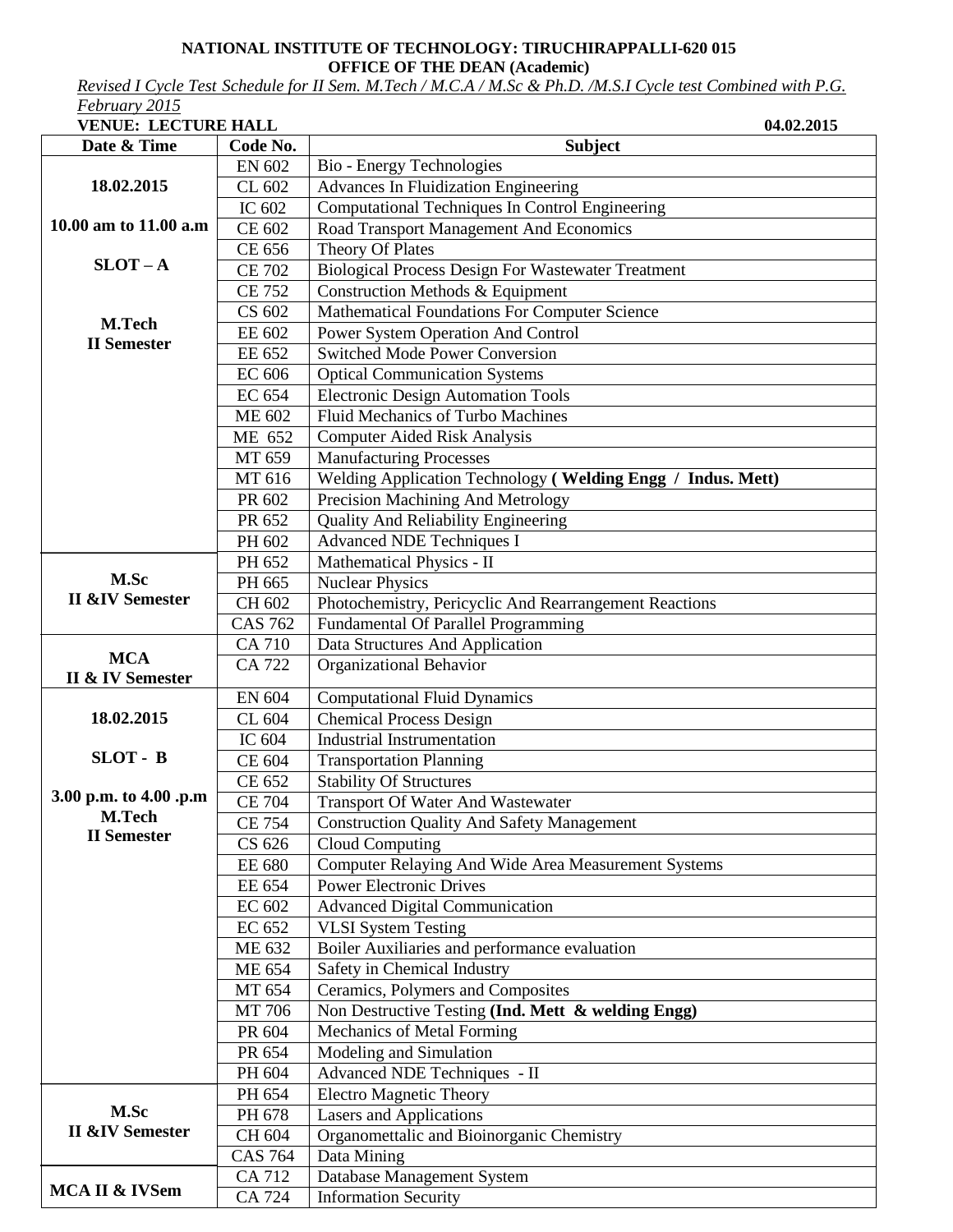**NATIONAL INSTITUTE OF TECHNOLOGY: TIRUCHIRAPPALLI-620 015**

**OFFICE OF THE DEAN (Academic)**

*Revised I Cycle Test Schedule for II Sem. M.Tech / M.C.A / M.Sc & Ph.D. /M.S.I Cycle test Combined with P.G. February 2015*

**VENUE: LECTURE HALL** **04.02.2015**

| Date & Time | Code No. | Subject |
|---|---|---|
| **18.02.2015** **10.00 am to 11.00 a.m** **SLOT – A** **M.Tech II Semester** | EN 602 | Bio - Energy Technologies |
| | CL 602 | Advances In Fluidization Engineering |
| | IC 602 | Computational Techniques In Control Engineering |
| | CE 602 | Road Transport Management And Economics |
| | CE 656 | Theory Of Plates |
| | CE 702 | Biological Process Design For Wastewater Treatment |
| | CE 752 | Construction Methods & Equipment |
| | CS 602 | Mathematical Foundations For Computer Science |
| | EE 602 | Power System Operation And Control |
| | EE 652 | Switched Mode Power Conversion |
| | EC 606 | Optical Communication Systems |
| | EC 654 | Electronic Design Automation Tools |
| | ME 602 | Fluid Mechanics of Turbo Machines |
| | ME 652 | Computer Aided Risk Analysis |
| | MT 659 | Manufacturing Processes |
| | MT 616 | Welding Application Technology **( Welding Engg / Indus. Mett)** |
| | PR 602 | Precision Machining And Metrology |
| | PR 652 | Quality And Reliability Engineering |
| | PH 602 | Advanced NDE Techniques I |
| **M.Sc II &IV Semester** | PH 652 | Mathematical Physics - II |
| | PH 665 | Nuclear Physics |
| | CH 602 | Photochemistry, Pericyclic And Rearrangement Reactions |
| | CAS 762 | Fundamental Of Parallel Programming |
| **MCA II & IV Semester** | CA 710 | Data Structures And Application |
| | CA 722 | Organizational Behavior |
| **18.02.2015** **SLOT - B** **3.00 p.m. to 4.00 .p.m** **M.Tech II Semester** | EN 604 | Computational Fluid Dynamics |
| | CL 604 | Chemical Process Design |
| | IC 604 | Industrial Instrumentation |
| | CE 604 | Transportation Planning |
| | CE 652 | Stability Of Structures |
| | CE 704 | Transport Of Water And Wastewater |
| | CE 754 | Construction Quality And Safety Management |
| | CS 626 | Cloud Computing |
| | EE 680 | Computer Relaying And Wide Area Measurement Systems |
| | EE 654 | Power Electronic Drives |
| | EC 602 | Advanced Digital Communication |
| | EC 652 | VLSI System Testing |
| | ME 632 | Boiler Auxiliaries and performance evaluation |
| | ME 654 | Safety in Chemical Industry |
| | MT 654 | Ceramics, Polymers and Composites |
| | MT 706 | Non Destructive Testing **(Ind. Mett & welding Engg)** |
| | PR 604 | Mechanics of Metal Forming |
| | PR 654 | Modeling and Simulation |
| | PH 604 | Advanced NDE Techniques - II |
| **M.Sc II &IV Semester** | PH 654 | Electro Magnetic Theory |
| | PH 678 | Lasers and Applications |
| | CH 604 | Organomettalic and Bioinorganic Chemistry |
| | CAS 764 | Data Mining |
| **MCA II & IVSem** | CA 712 | Database Management System |
| | CA 724 | Information Security |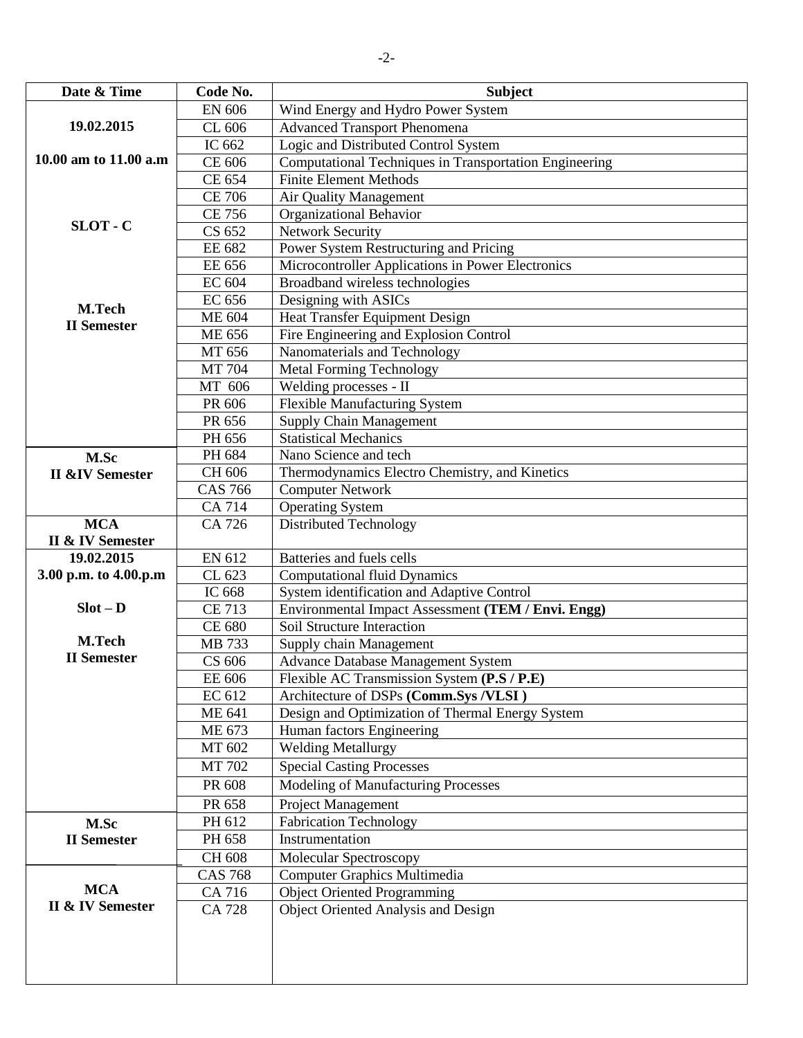| Date & Time | Code No. | Subject |
|---|---|---|
| **19.02.2015** **10.00 am to 11.00 a.m** **SLOT - C** **M.Tech II Semester** | EN 606 | Wind Energy and Hydro Power System |
| | CL 606 | Advanced Transport Phenomena |
| | IC 662 | Logic and Distributed Control System |
| | CE 606 | Computational Techniques in Transportation Engineering |
| | CE 654 | Finite Element Methods |
| | CE 706 | Air Quality Management |
| | CE 756 | Organizational Behavior |
| | CS 652 | Network Security |
| | EE 682 | Power System Restructuring and Pricing |
| | EE 656 | Microcontroller Applications in Power Electronics |
| | EC 604 | Broadband wireless technologies |
| | EC 656 | Designing with ASICs |
| | ME 604 | Heat Transfer Equipment Design |
| | ME 656 | Fire Engineering and Explosion Control |
| | MT 656 | Nanomaterials and Technology |
| | MT 704 | Metal Forming Technology |
| | MT 606 | Welding processes - II |
| | PR 606 | Flexible Manufacturing System |
| | PR 656 | Supply Chain Management |
| | PH 656 | Statistical Mechanics |
| **M.Sc II &IV Semester** | PH 684 | Nano Science and tech |
| | CH 606 | Thermodynamics Electro Chemistry, and Kinetics |
| | CAS 766 | Computer Network |
| | CA 714 | Operating System |
| **MCA II & IV Semester** | CA 726 | Distributed Technology |
| **19.02.2015** **3.00 p.m. to 4.00.p.m** **Slot – D** **M.Tech II Semester** | EN 612 | Batteries and fuels cells |
| | CL 623 | Computational fluid Dynamics |
| | IC 668 | System identification and Adaptive Control |
| | CE 713 | Environmental Impact Assessment **(TEM / Envi. Engg)** |
| | CE 680 | Soil Structure Interaction |
| | MB 733 | Supply chain Management |
| | CS 606 | Advance Database Management System |
| | EE 606 | Flexible AC Transmission System **(P.S / P.E)** |
| | EC 612 | Architecture of DSPs **(Comm.Sys /VLSI )** |
| | ME 641 | Design and Optimization of Thermal Energy System |
| | ME 673 | Human factors Engineering |
| | MT 602 | Welding Metallurgy |
| | MT 702 | Special Casting Processes |
| | PR 608 | Modeling of Manufacturing Processes |
| | PR 658 | Project Management |
| **M.Sc II Semester** | PH 612 | Fabrication Technology |
| | PH 658 | Instrumentation |
| | CH 608 | Molecular Spectroscopy |
| **MCA II & IV Semester** | CAS 768 | Computer Graphics Multimedia |
| | CA 716 | Object Oriented Programming |
| | CA 728 | Object Oriented Analysis and Design |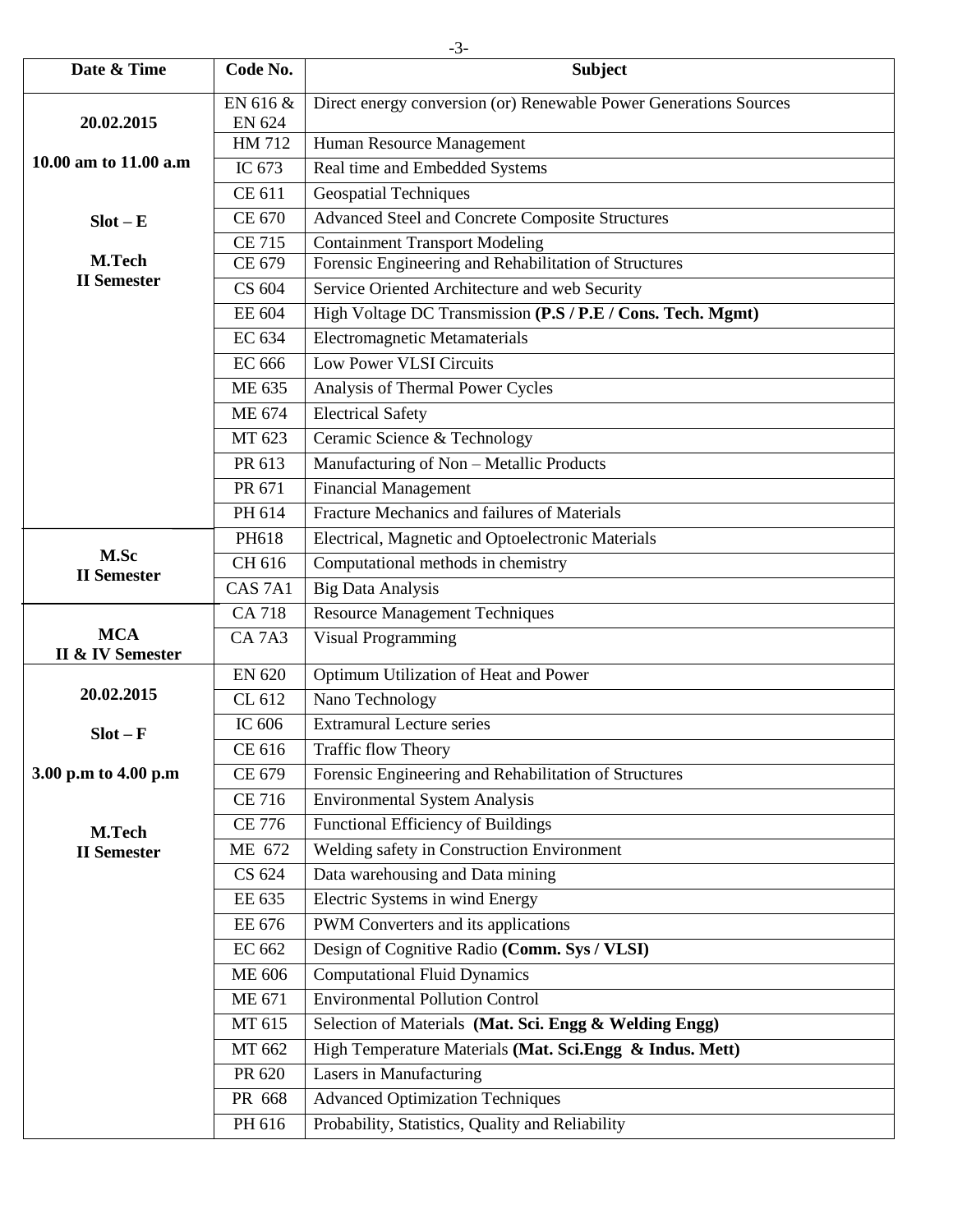| Date & Time | Code No. | Subject |
| --- | --- | --- |
| **20.02.2015**<br>**10.00 am to 11.00 a.m**<br>**Slot – E**<br>**M.Tech II Semester** | EN 616 & EN 624 | Direct energy conversion (or) Renewable Power Generations Sources |
| | HM 712 | Human Resource Management |
| | IC 673 | Real time and Embedded Systems |
| | CE 611 | Geospatial Techniques |
| | CE 670 | Advanced Steel and Concrete Composite Structures |
| | CE 715 | Containment Transport Modeling |
| | CE 679 | Forensic Engineering and Rehabilitation of Structures |
| | CS 604 | Service Oriented Architecture and web Security |
| | EE 604 | High Voltage DC Transmission **(P.S / P.E / Cons. Tech. Mgmt)** |
| | EC 634 | Electromagnetic Metamaterials |
| | EC 666 | Low Power VLSI Circuits |
| | ME 635 | Analysis of Thermal Power Cycles |
| | ME 674 | Electrical Safety |
| | MT 623 | Ceramic Science & Technology |
| | PR 613 | Manufacturing of Non – Metallic Products |
| | PR 671 | Financial Management |
| | PH 614 | Fracture Mechanics and failures of Materials |
| **M.Sc II Semester** | PH618 | Electrical, Magnetic and Optoelectronic Materials |
| | CH 616 | Computational methods in chemistry |
| | CAS 7A1 | Big Data Analysis |
| **MCA II & IV Semester** | CA 718 | Resource Management Techniques |
| | CA 7A3 | Visual Programming |
| **20.02.2015**<br>**Slot – F**<br>**3.00 p.m to 4.00 p.m**<br>**M.Tech II Semester** | EN 620 | Optimum Utilization of Heat and Power |
| | CL 612 | Nano Technology |
| | IC 606 | Extramural Lecture series |
| | CE 616 | Traffic flow Theory |
| | CE 679 | Forensic Engineering and Rehabilitation of Structures |
| | CE 716 | Environmental System Analysis |
| | CE 776 | Functional Efficiency of Buildings |
| | ME 672 | Welding safety in Construction Environment |
| | CS 624 | Data warehousing and Data mining |
| | EE 635 | Electric Systems in wind Energy |
| | EE 676 | PWM Converters and its applications |
| | EC 662 | Design of Cognitive Radio **(Comm. Sys / VLSI)** |
| | ME 606 | Computational Fluid Dynamics |
| | ME 671 | Environmental Pollution Control |
| | MT 615 | Selection of Materials **(Mat. Sci. Engg & Welding Engg)** |
| | MT 662 | High Temperature Materials **(Mat. Sci.Engg & Indus. Mett)** |
| | PR 620 | Lasers in Manufacturing |
| | PR 668 | Advanced Optimization Techniques |
| | PH 616 | Probability, Statistics, Quality and Reliability |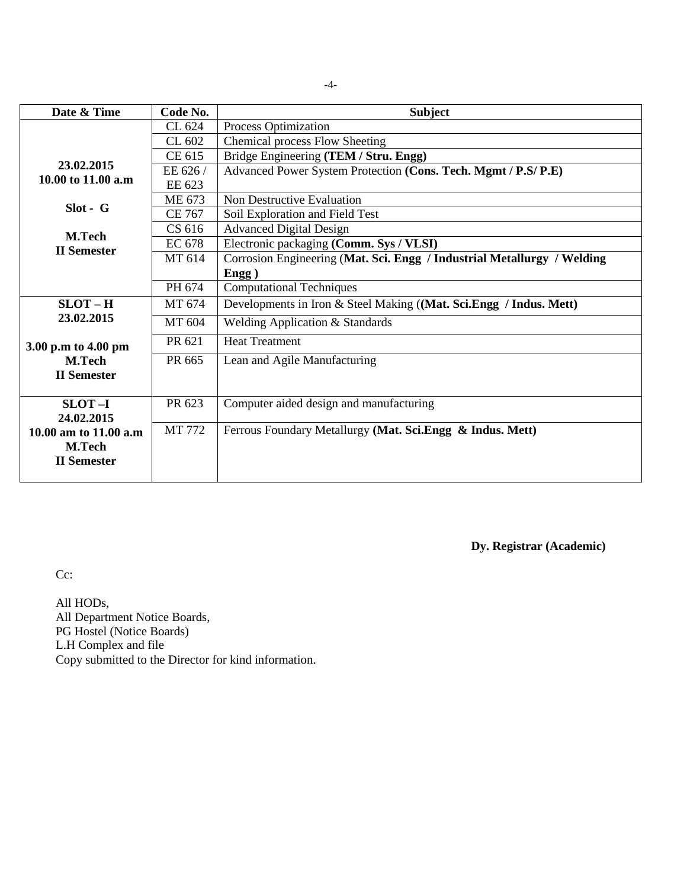| Date & Time | Code No. | Subject |
|---|---|---|
| **23.02.2015 10.00 to 11.00 a.m Slot - G M.Tech II Semester** | CL 624 | Process Optimization |
| | CL 602 | Chemical process Flow Sheeting |
| | CE 615 | Bridge Engineering **(TEM / Stru. Engg)** |
| | EE 626 / EE 623 | Advanced Power System Protection **(Cons. Tech. Mgmt / P.S/ P.E)** |
| | ME 673 | Non Destructive Evaluation |
| | CE 767 | Soil Exploration and Field Test |
| | CS 616 | Advanced Digital Design |
| | EC 678 | Electronic packaging **(Comm. Sys / VLSI)** |
| | MT 614 | Corrosion Engineering (**Mat. Sci. Engg / Industrial Metallurgy / Welding Engg )** |
| | PH 674 | Computational Techniques |
| **SLOT – H 23.02.2015 3.00 p.m to 4.00 pm M.Tech II Semester** | MT 674 | Developments in Iron & Steel Making (**(Mat. Sci.Engg / Indus. Mett)** |
| | MT 604 | Welding Application & Standards |
| | PR 621 | Heat Treatment |
| | PR 665 | Lean and Agile Manufacturing |
| **SLOT –I 24.02.2015 10.00 am to 11.00 a.m M.Tech II Semester** | PR 623 | Computer aided design and manufacturing |
| | MT 772 | Ferrous Foundary Metallurgy **(Mat. Sci.Engg & Indus. Mett)** |

**Dy. Registrar (Academic)**

Cc:

All HODs,
All Department Notice Boards,
PG Hostel (Notice Boards)
L.H Complex and file
Copy submitted to the Director for kind information.